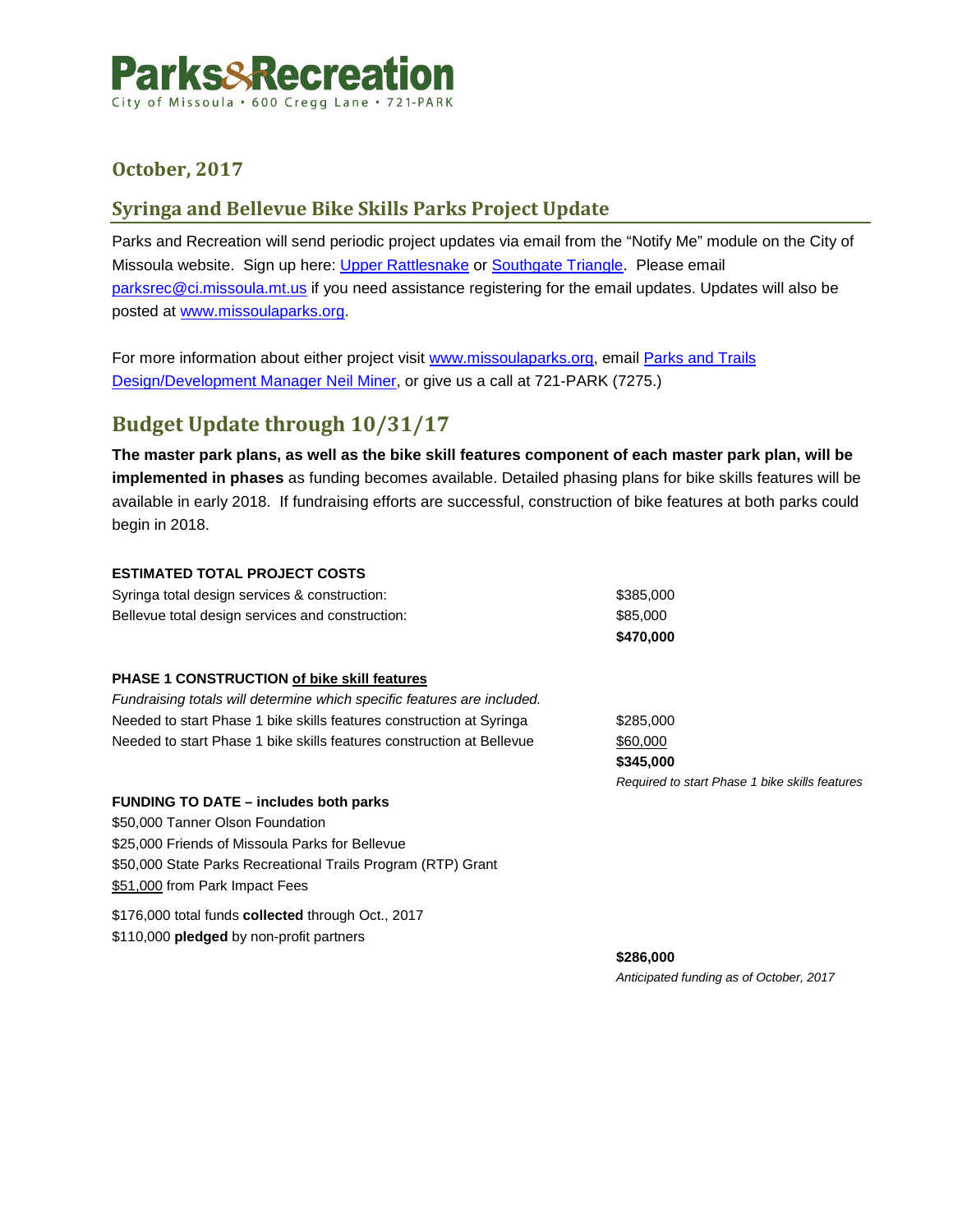# Parks&Recreation

City of Missoula • 600 Cregg Lane • 721-PARK

## October, 2017

## Syringa and Bellevue Bike Skills Parks Project Update

Parks and Recreation will send periodic project updates via email from the "Notify Me" module on the City of Missoula website. Sign up here: Upper Rattlesnake or Southgate Triangle. Please email parksrec@ci.missoula.mt.us if you need assistance registering for the email updates. Updates will also be posted at www.missoulaparks.org.

For more information about either project visit www.missoulaparks.org, email Parks and Trails Design/Development Manager Neil Miner, or give us a call at 721-PARK (7275.)

## Budget Update through 10/31/17

**The master park plans, as well as the bike skill features component of each master park plan, will be implemented in phases** as funding becomes available. Detailed phasing plans for bike skills features will be available in early 2018. If fundraising efforts are successful, construction of bike features at both parks could begin in 2018.

**ESTIMATED TOTAL PROJECT COSTS**

| | |
|---|---|
| Syringa total design services & construction: | $385,000 |
| Bellevue total design services and construction: | $85,000 |
| | **$470,000** |

**PHASE 1 CONSTRUCTION of bike skill features**

*Fundraising totals will determine which specific features are included.*

| | |
|---|---|
| Needed to start Phase 1 bike skills features construction at Syringa | $285,000 |
| Needed to start Phase 1 bike skills features construction at Bellevue | $60,000 |
| | **$345,000** |
| | *Required to start Phase 1 bike skills features* |

**FUNDING TO DATE – includes both parks**

$50,000 Tanner Olson Foundation
$25,000 Friends of Missoula Parks for Bellevue
$50,000 State Parks Recreational Trails Program (RTP) Grant
$51,000 from Park Impact Fees

$176,000 total funds **collected** through Oct., 2017
$110,000 **pledged** by non-profit partners

**$286,000**
*Anticipated funding as of October, 2017*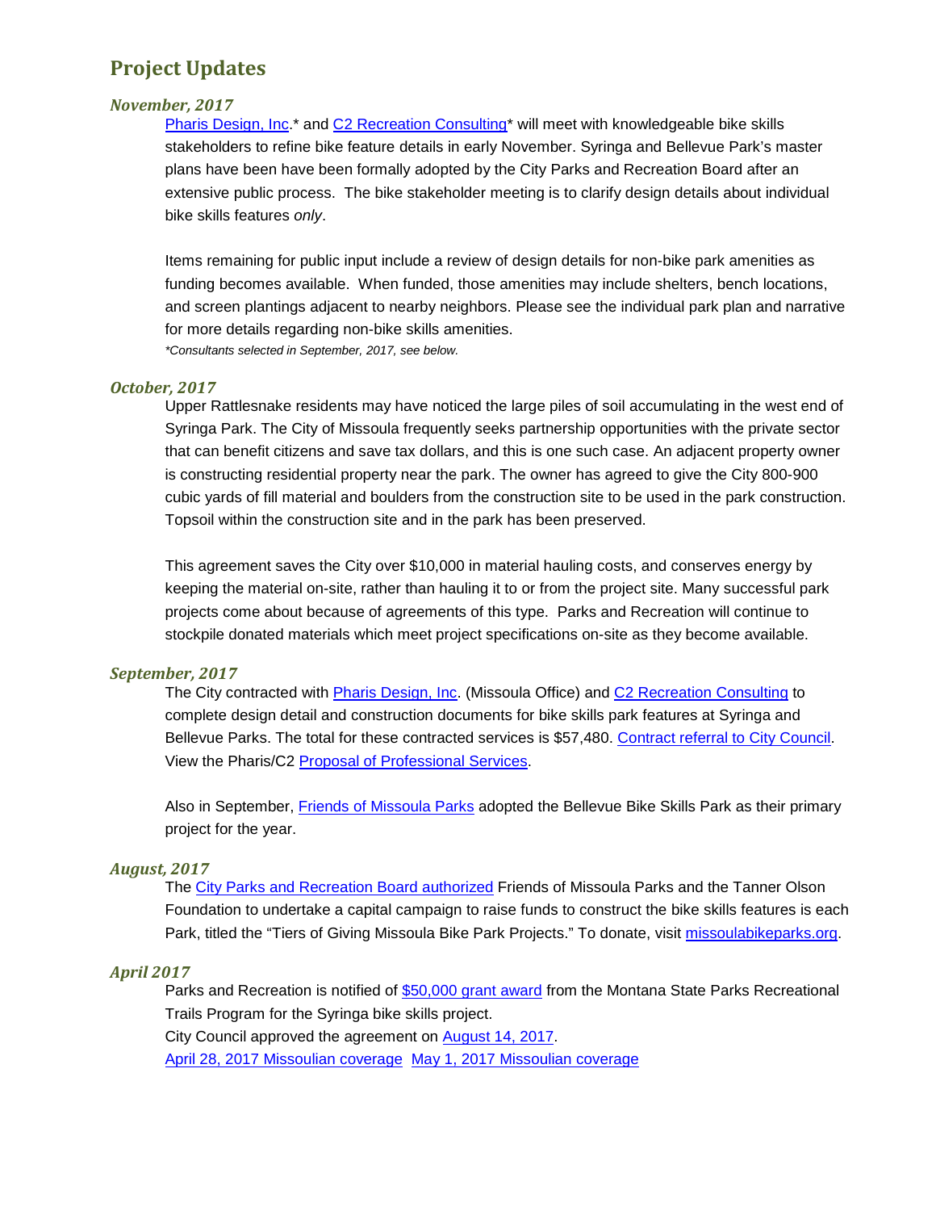## Project Updates

### *November, 2017*

Pharis Design, Inc.* and C2 Recreation Consulting* will meet with knowledgeable bike skills stakeholders to refine bike feature details in early November. Syringa and Bellevue Park's master plans have been have been formally adopted by the City Parks and Recreation Board after an extensive public process. The bike stakeholder meeting is to clarify design details about individual bike skills features *only*.

Items remaining for public input include a review of design details for non-bike park amenities as funding becomes available. When funded, those amenities may include shelters, bench locations, and screen plantings adjacent to nearby neighbors. Please see the individual park plan and narrative for more details regarding non-bike skills amenities.

*\*Consultants selected in September, 2017, see below.*

### *October, 2017*

Upper Rattlesnake residents may have noticed the large piles of soil accumulating in the west end of Syringa Park. The City of Missoula frequently seeks partnership opportunities with the private sector that can benefit citizens and save tax dollars, and this is one such case. An adjacent property owner is constructing residential property near the park. The owner has agreed to give the City 800-900 cubic yards of fill material and boulders from the construction site to be used in the park construction. Topsoil within the construction site and in the park has been preserved.

This agreement saves the City over $10,000 in material hauling costs, and conserves energy by keeping the material on-site, rather than hauling it to or from the project site. Many successful park projects come about because of agreements of this type. Parks and Recreation will continue to stockpile donated materials which meet project specifications on-site as they become available.

### *September, 2017*

The City contracted with Pharis Design, Inc. (Missoula Office) and C2 Recreation Consulting to complete design detail and construction documents for bike skills park features at Syringa and Bellevue Parks. The total for these contracted services is $57,480. Contract referral to City Council. View the Pharis/C2 Proposal of Professional Services.

Also in September, Friends of Missoula Parks adopted the Bellevue Bike Skills Park as their primary project for the year.

### *August, 2017*

The City Parks and Recreation Board authorized Friends of Missoula Parks and the Tanner Olson Foundation to undertake a capital campaign to raise funds to construct the bike skills features is each Park, titled the "Tiers of Giving Missoula Bike Park Projects." To donate, visit missoulabikeparks.org.

### *April 2017*

Parks and Recreation is notified of $50,000 grant award from the Montana State Parks Recreational Trails Program for the Syringa bike skills project.

City Council approved the agreement on August 14, 2017.

April 28, 2017 Missoulian coverage May 1, 2017 Missoulian coverage